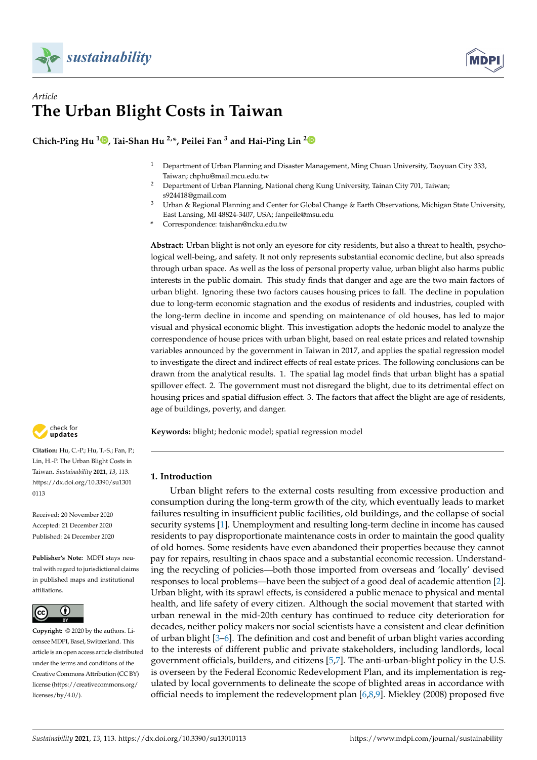*Article*

# The Urban Blight Costs in Taiwan

**Chich-Ping Hu [1], Tai-Shan Hu [2,*], Peilei Fan [3] and Hai-Ping Lin [2]**

[1] Department of Urban Planning and Disaster Management, Ming Chuan University, Taoyuan City 333, Taiwan; chphu@mail.mcu.edu.tw

[2] Department of Urban Planning, National cheng Kung University, Tainan City 701, Taiwan; s924418@gmail.com

[3] Urban & Regional Planning and Center for Global Change & Earth Observations, Michigan State University, East Lansing, MI 48824-3407, USA; fanpeile@msu.edu

[*] Correspondence: taishan@ncku.edu.tw

**Abstract:** Urban blight is not only an eyesore for city residents, but also a threat to health, psychological well-being, and safety. It not only represents substantial economic decline, but also spreads through urban space. As well as the loss of personal property value, urban blight also harms public interests in the public domain. This study finds that danger and age are the two main factors of urban blight. Ignoring these two factors causes housing prices to fall. The decline in population due to long-term economic stagnation and the exodus of residents and industries, coupled with the long-term decline in income and spending on maintenance of old houses, has led to major visual and physical economic blight. This investigation adopts the hedonic model to analyze the correspondence of house prices with urban blight, based on real estate prices and related township variables announced by the government in Taiwan in 2017, and applies the spatial regression model to investigate the direct and indirect effects of real estate prices. The following conclusions can be drawn from the analytical results. 1. The spatial lag model finds that urban blight has a spatial spillover effect. 2. The government must not disregard the blight, due to its detrimental effect on housing prices and spatial diffusion effect. 3. The factors that affect the blight are age of residents, age of buildings, poverty, and danger.

**Keywords:** blight; hedonic model; spatial regression model

**Citation:** Hu, C.-P.; Hu, T.-S.; Fan, P.; Lin, H.-P. The Urban Blight Costs in Taiwan. *Sustainability* **2021**, *13*, 113. https://dx.doi.org/10.3390/su13010113

Received: 20 November 2020
Accepted: 21 December 2020
Published: 24 December 2020

**Publisher's Note:** MDPI stays neutral with regard to jurisdictional claims in published maps and institutional affiliations.

**Copyright:** © 2020 by the authors. Licensee MDPI, Basel, Switzerland. This article is an open access article distributed under the terms and conditions of the Creative Commons Attribution (CC BY) license (https://creativecommons.org/licenses/by/4.0/).

## 1. Introduction

Urban blight refers to the external costs resulting from excessive production and consumption during the long-term growth of the city, which eventually leads to market failures resulting in insufficient public facilities, old buildings, and the collapse of social security systems [1]. Unemployment and resulting long-term decline in income has caused residents to pay disproportionate maintenance costs in order to maintain the good quality of old homes. Some residents have even abandoned their properties because they cannot pay for repairs, resulting in chaos space and a substantial economic recession. Understanding the recycling of policies—both those imported from overseas and 'locally' devised responses to local problems—have been the subject of a good deal of academic attention [2]. Urban blight, with its sprawl effects, is considered a public menace to physical and mental health, and life safety of every citizen. Although the social movement that started with urban renewal in the mid-20th century has continued to reduce city deterioration for decades, neither policy makers nor social scientists have a consistent and clear definition of urban blight [3–6]. The definition and cost and benefit of urban blight varies according to the interests of different public and private stakeholders, including landlords, local government officials, builders, and citizens [5,7]. The anti-urban-blight policy in the U.S. is overseen by the Federal Economic Redevelopment Plan, and its implementation is regulated by local governments to delineate the scope of blighted areas in accordance with official needs to implement the redevelopment plan [6,8,9]. Miekley (2008) proposed five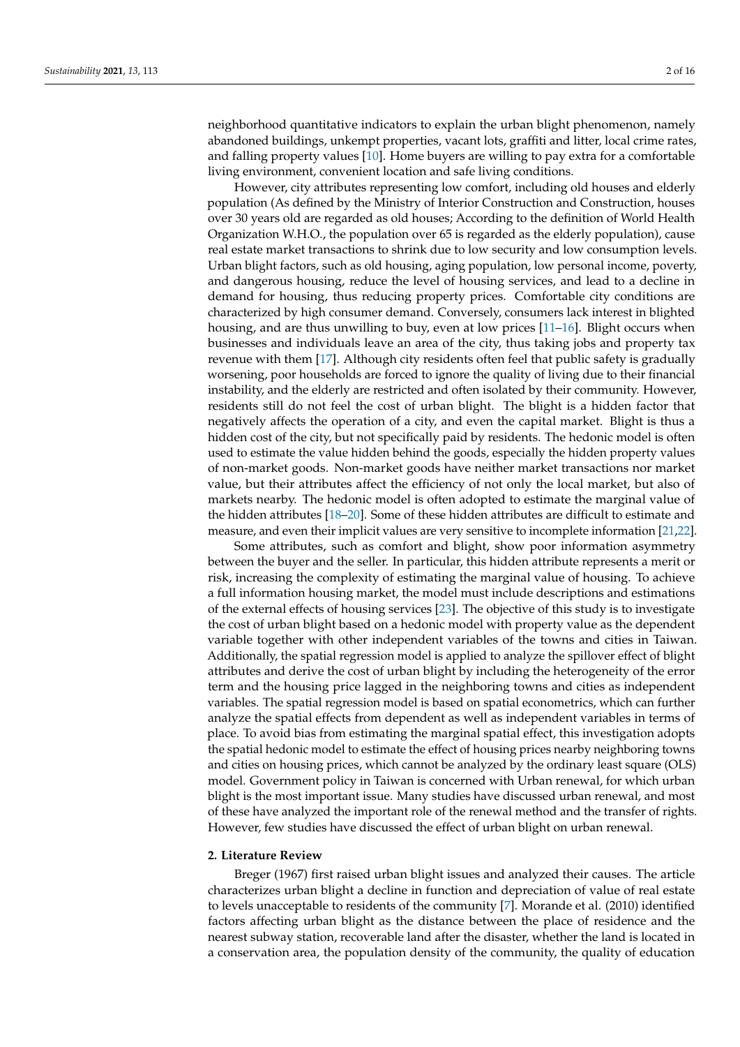neighborhood quantitative indicators to explain the urban blight phenomenon, namely abandoned buildings, unkempt properties, vacant lots, graffiti and litter, local crime rates, and falling property values [10]. Home buyers are willing to pay extra for a comfortable living environment, convenient location and safe living conditions.

However, city attributes representing low comfort, including old houses and elderly population (As defined by the Ministry of Interior Construction and Construction, houses over 30 years old are regarded as old houses; According to the definition of World Health Organization W.H.O., the population over 65 is regarded as the elderly population), cause real estate market transactions to shrink due to low security and low consumption levels. Urban blight factors, such as old housing, aging population, low personal income, poverty, and dangerous housing, reduce the level of housing services, and lead to a decline in demand for housing, thus reducing property prices. Comfortable city conditions are characterized by high consumer demand. Conversely, consumers lack interest in blighted housing, and are thus unwilling to buy, even at low prices [11–16]. Blight occurs when businesses and individuals leave an area of the city, thus taking jobs and property tax revenue with them [17]. Although city residents often feel that public safety is gradually worsening, poor households are forced to ignore the quality of living due to their financial instability, and the elderly are restricted and often isolated by their community. However, residents still do not feel the cost of urban blight. The blight is a hidden factor that negatively affects the operation of a city, and even the capital market. Blight is thus a hidden cost of the city, but not specifically paid by residents. The hedonic model is often used to estimate the value hidden behind the goods, especially the hidden property values of non-market goods. Non-market goods have neither market transactions nor market value, but their attributes affect the efficiency of not only the local market, but also of markets nearby. The hedonic model is often adopted to estimate the marginal value of the hidden attributes [18–20]. Some of these hidden attributes are difficult to estimate and measure, and even their implicit values are very sensitive to incomplete information [21,22].

Some attributes, such as comfort and blight, show poor information asymmetry between the buyer and the seller. In particular, this hidden attribute represents a merit or risk, increasing the complexity of estimating the marginal value of housing. To achieve a full information housing market, the model must include descriptions and estimations of the external effects of housing services [23]. The objective of this study is to investigate the cost of urban blight based on a hedonic model with property value as the dependent variable together with other independent variables of the towns and cities in Taiwan. Additionally, the spatial regression model is applied to analyze the spillover effect of blight attributes and derive the cost of urban blight by including the heterogeneity of the error term and the housing price lagged in the neighboring towns and cities as independent variables. The spatial regression model is based on spatial econometrics, which can further analyze the spatial effects from dependent as well as independent variables in terms of place. To avoid bias from estimating the marginal spatial effect, this investigation adopts the spatial hedonic model to estimate the effect of housing prices nearby neighboring towns and cities on housing prices, which cannot be analyzed by the ordinary least square (OLS) model. Government policy in Taiwan is concerned with Urban renewal, for which urban blight is the most important issue. Many studies have discussed urban renewal, and most of these have analyzed the important role of the renewal method and the transfer of rights. However, few studies have discussed the effect of urban blight on urban renewal.

## 2. Literature Review

Breger (1967) first raised urban blight issues and analyzed their causes. The article characterizes urban blight a decline in function and depreciation of value of real estate to levels unacceptable to residents of the community [7]. Morande et al. (2010) identified factors affecting urban blight as the distance between the place of residence and the nearest subway station, recoverable land after the disaster, whether the land is located in a conservation area, the population density of the community, the quality of education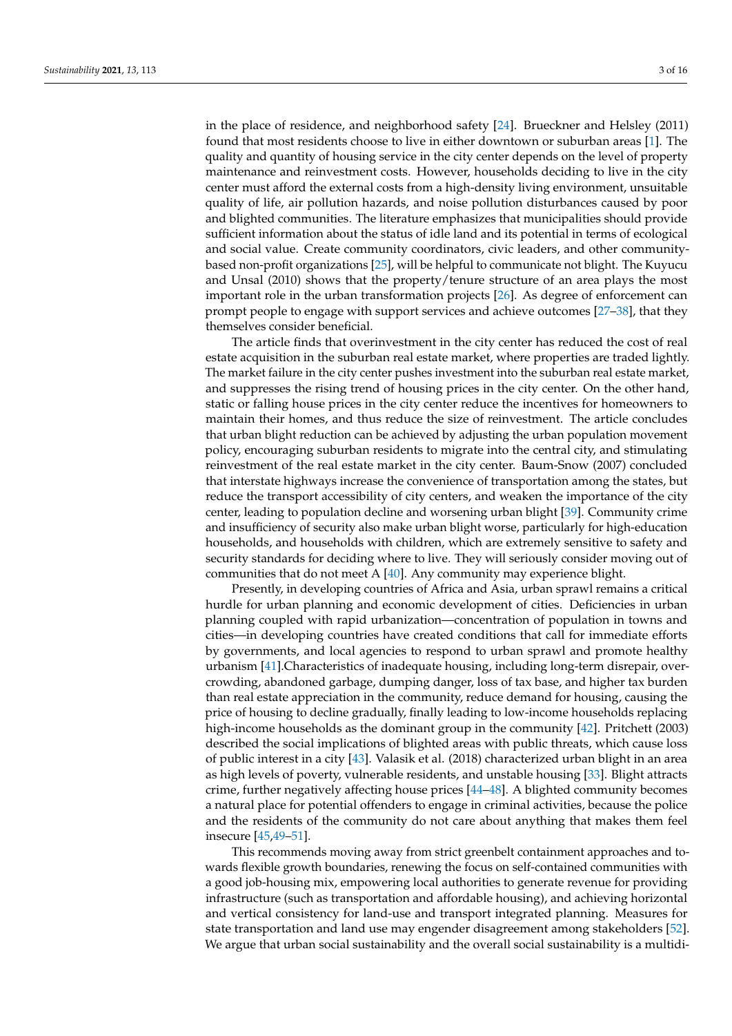in the place of residence, and neighborhood safety [24]. Brueckner and Helsley (2011) found that most residents choose to live in either downtown or suburban areas [1]. The quality and quantity of housing service in the city center depends on the level of property maintenance and reinvestment costs. However, households deciding to live in the city center must afford the external costs from a high-density living environment, unsuitable quality of life, air pollution hazards, and noise pollution disturbances caused by poor and blighted communities. The literature emphasizes that municipalities should provide sufficient information about the status of idle land and its potential in terms of ecological and social value. Create community coordinators, civic leaders, and other community-based non-profit organizations [25], will be helpful to communicate not blight. The Kuyucu and Unsal (2010) shows that the property/tenure structure of an area plays the most important role in the urban transformation projects [26]. As degree of enforcement can prompt people to engage with support services and achieve outcomes [27–38], that they themselves consider beneficial.

The article finds that overinvestment in the city center has reduced the cost of real estate acquisition in the suburban real estate market, where properties are traded lightly. The market failure in the city center pushes investment into the suburban real estate market, and suppresses the rising trend of housing prices in the city center. On the other hand, static or falling house prices in the city center reduce the incentives for homeowners to maintain their homes, and thus reduce the size of reinvestment. The article concludes that urban blight reduction can be achieved by adjusting the urban population movement policy, encouraging suburban residents to migrate into the central city, and stimulating reinvestment of the real estate market in the city center. Baum-Snow (2007) concluded that interstate highways increase the convenience of transportation among the states, but reduce the transport accessibility of city centers, and weaken the importance of the city center, leading to population decline and worsening urban blight [39]. Community crime and insufficiency of security also make urban blight worse, particularly for high-education households, and households with children, which are extremely sensitive to safety and security standards for deciding where to live. They will seriously consider moving out of communities that do not meet A [40]. Any community may experience blight.

Presently, in developing countries of Africa and Asia, urban sprawl remains a critical hurdle for urban planning and economic development of cities. Deficiencies in urban planning coupled with rapid urbanization—concentration of population in towns and cities—in developing countries have created conditions that call for immediate efforts by governments, and local agencies to respond to urban sprawl and promote healthy urbanism [41].Characteristics of inadequate housing, including long-term disrepair, overcrowding, abandoned garbage, dumping danger, loss of tax base, and higher tax burden than real estate appreciation in the community, reduce demand for housing, causing the price of housing to decline gradually, finally leading to low-income households replacing high-income households as the dominant group in the community [42]. Pritchett (2003) described the social implications of blighted areas with public threats, which cause loss of public interest in a city [43]. Valasik et al. (2018) characterized urban blight in an area as high levels of poverty, vulnerable residents, and unstable housing [33]. Blight attracts crime, further negatively affecting house prices [44–48]. A blighted community becomes a natural place for potential offenders to engage in criminal activities, because the police and the residents of the community do not care about anything that makes them feel insecure [45,49–51].

This recommends moving away from strict greenbelt containment approaches and towards flexible growth boundaries, renewing the focus on self-contained communities with a good job-housing mix, empowering local authorities to generate revenue for providing infrastructure (such as transportation and affordable housing), and achieving horizontal and vertical consistency for land-use and transport integrated planning. Measures for state transportation and land use may engender disagreement among stakeholders [52]. We argue that urban social sustainability and the overall social sustainability is a multidi-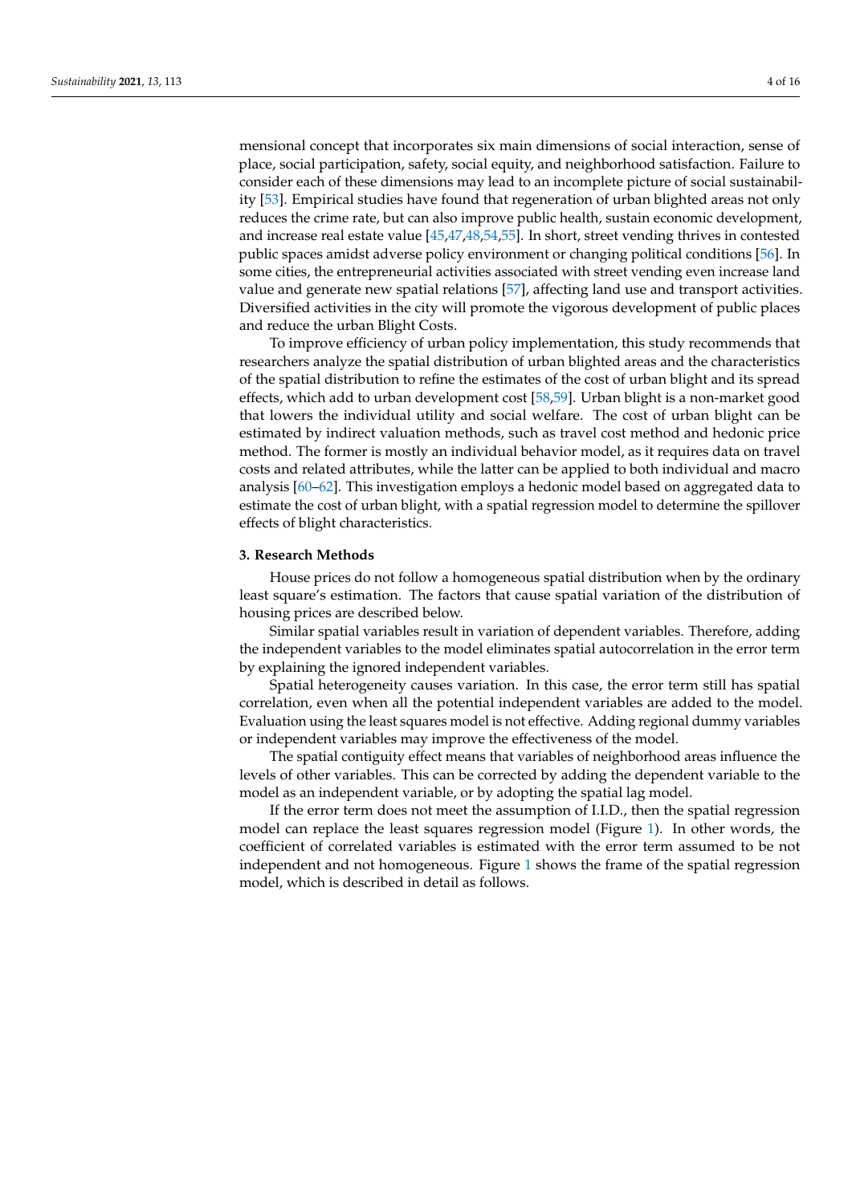mensional concept that incorporates six main dimensions of social interaction, sense of place, social participation, safety, social equity, and neighborhood satisfaction. Failure to consider each of these dimensions may lead to an incomplete picture of social sustainability [53]. Empirical studies have found that regeneration of urban blighted areas not only reduces the crime rate, but can also improve public health, sustain economic development, and increase real estate value [45,47,48,54,55]. In short, street vending thrives in contested public spaces amidst adverse policy environment or changing political conditions [56]. In some cities, the entrepreneurial activities associated with street vending even increase land value and generate new spatial relations [57], affecting land use and transport activities. Diversified activities in the city will promote the vigorous development of public places and reduce the urban Blight Costs.

To improve efficiency of urban policy implementation, this study recommends that researchers analyze the spatial distribution of urban blighted areas and the characteristics of the spatial distribution to refine the estimates of the cost of urban blight and its spread effects, which add to urban development cost [58,59]. Urban blight is a non-market good that lowers the individual utility and social welfare. The cost of urban blight can be estimated by indirect valuation methods, such as travel cost method and hedonic price method. The former is mostly an individual behavior model, as it requires data on travel costs and related attributes, while the latter can be applied to both individual and macro analysis [60–62]. This investigation employs a hedonic model based on aggregated data to estimate the cost of urban blight, with a spatial regression model to determine the spillover effects of blight characteristics.

## 3. Research Methods

House prices do not follow a homogeneous spatial distribution when by the ordinary least square's estimation. The factors that cause spatial variation of the distribution of housing prices are described below.

Similar spatial variables result in variation of dependent variables. Therefore, adding the independent variables to the model eliminates spatial autocorrelation in the error term by explaining the ignored independent variables.

Spatial heterogeneity causes variation. In this case, the error term still has spatial correlation, even when all the potential independent variables are added to the model. Evaluation using the least squares model is not effective. Adding regional dummy variables or independent variables may improve the effectiveness of the model.

The spatial contiguity effect means that variables of neighborhood areas influence the levels of other variables. This can be corrected by adding the dependent variable to the model as an independent variable, or by adopting the spatial lag model.

If the error term does not meet the assumption of I.I.D., then the spatial regression model can replace the least squares regression model (Figure 1). In other words, the coefficient of correlated variables is estimated with the error term assumed to be not independent and not homogeneous. Figure 1 shows the frame of the spatial regression model, which is described in detail as follows.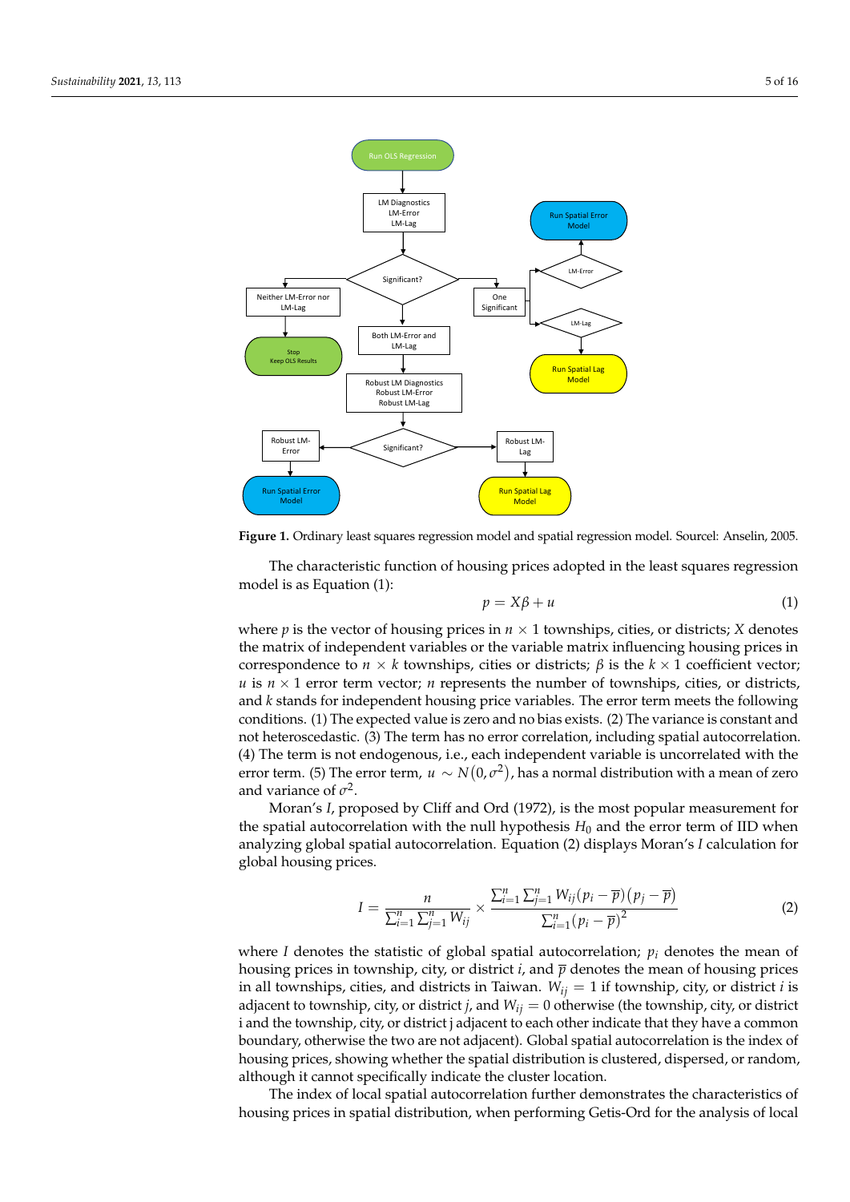**Figure 1.** Ordinary least squares regression model and spatial regression model. Sourcel: Anselin, 2005.

The characteristic function of housing prices adopted in the least squares regression model is as Equation (1):

$$p = X\beta + u \tag{1}$$

where $p$ is the vector of housing prices in $n \times 1$ townships, cities, or districts; $X$ denotes the matrix of independent variables or the variable matrix influencing housing prices in correspondence to $n \times k$ townships, cities or districts; $\beta$ is the $k \times 1$ coefficient vector; $u$ is $n \times 1$ error term vector; $n$ represents the number of townships, cities, or districts, and $k$ stands for independent housing price variables. The error term meets the following conditions. (1) The expected value is zero and no bias exists. (2) The variance is constant and not heteroscedastic. (3) The term has no error correlation, including spatial autocorrelation. (4) The term is not endogenous, i.e., each independent variable is uncorrelated with the error term. (5) The error term, $u \sim N(0, \sigma^2)$, has a normal distribution with a mean of zero and variance of $\sigma^2$.

Moran's $I$, proposed by Cliff and Ord (1972), is the most popular measurement for the spatial autocorrelation with the null hypothesis $H_0$ and the error term of IID when analyzing global spatial autocorrelation. Equation (2) displays Moran's $I$ calculation for global housing prices.

$$I = \frac{n}{\sum_{i=1}^{n}\sum_{j=1}^{n} W_{ij}} \times \frac{\sum_{i=1}^{n}\sum_{j=1}^{n} W_{ij}(p_i - \overline{p})(p_j - \overline{p})}{\sum_{i=1}^{n}(p_i - \overline{p})^2} \tag{2}$$

where $I$ denotes the statistic of global spatial autocorrelation; $p_i$ denotes the mean of housing prices in township, city, or district $i$, and $\overline{p}$ denotes the mean of housing prices in all townships, cities, and districts in Taiwan. $W_{ij} = 1$ if township, city, or district $i$ is adjacent to township, city, or district $j$, and $W_{ij} = 0$ otherwise (the township, city, or district i and the township, city, or district j adjacent to each other indicate that they have a common boundary, otherwise the two are not adjacent). Global spatial autocorrelation is the index of housing prices, showing whether the spatial distribution is clustered, dispersed, or random, although it cannot specifically indicate the cluster location.

The index of local spatial autocorrelation further demonstrates the characteristics of housing prices in spatial distribution, when performing Getis-Ord for the analysis of local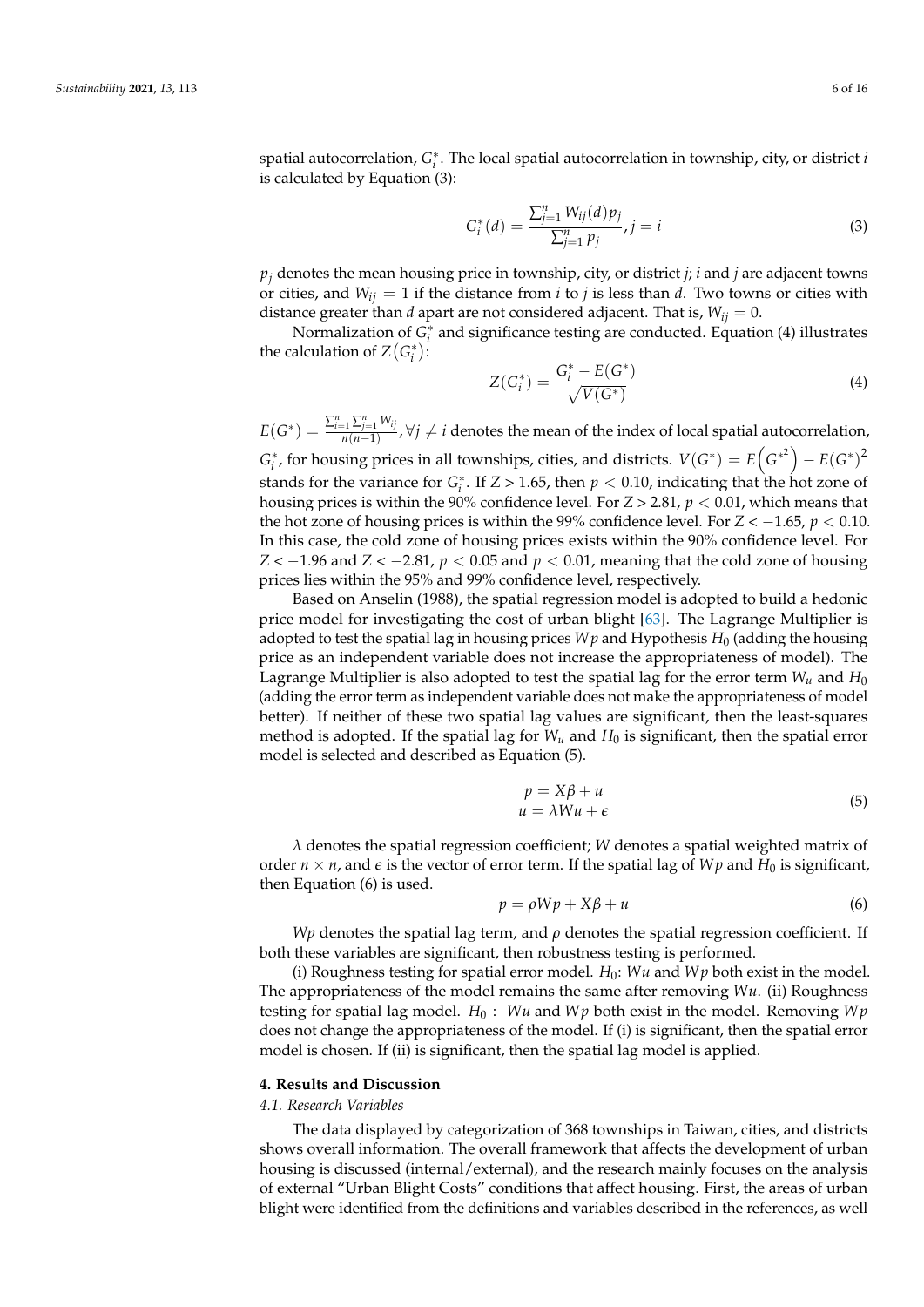spatial autocorrelation, $G_i^*$. The local spatial autocorrelation in township, city, or district $i$ is calculated by Equation (3):

$$G_i^*(d) = \frac{\sum_{j=1}^{n} W_{ij}(d) p_j}{\sum_{j=1}^{n} p_j}, j = i \tag{3}$$

$p_j$ denotes the mean housing price in township, city, or district $j$; $i$ and $j$ are adjacent towns or cities, and $W_{ij} = 1$ if the distance from $i$ to $j$ is less than $d$. Two towns or cities with distance greater than $d$ apart are not considered adjacent. That is, $W_{ij} = 0$.

Normalization of $G_i^*$ and significance testing are conducted. Equation (4) illustrates the calculation of $Z(G_i^*)$:

$$Z(G_i^*) = \frac{G_i^* - E(G^*)}{\sqrt{V(G^*)}} \tag{4}$$

$E(G^*) = \frac{\sum_{i=1}^{n} \sum_{j=1}^{n} W_{ij}}{n(n-1)}, \forall j \neq i$ denotes the mean of the index of local spatial autocorrelation, $G_i^*$, for housing prices in all townships, cities, and districts. $V(G^*) = E\left(G^{*^2}\right) - E(G^*)^2$ stands for the variance for $G_i^*$. If $Z > 1.65$, then $p < 0.10$, indicating that the hot zone of housing prices is within the 90% confidence level. For $Z > 2.81$, $p < 0.01$, which means that the hot zone of housing prices is within the 99% confidence level. For $Z < -1.65$, $p < 0.10$. In this case, the cold zone of housing prices exists within the 90% confidence level. For $Z < -1.96$ and $Z < -2.81$, $p < 0.05$ and $p < 0.01$, meaning that the cold zone of housing prices lies within the 95% and 99% confidence level, respectively.

Based on Anselin (1988), the spatial regression model is adopted to build a hedonic price model for investigating the cost of urban blight [63]. The Lagrange Multiplier is adopted to test the spatial lag in housing prices $Wp$ and Hypothesis $H_0$ (adding the housing price as an independent variable does not increase the appropriateness of model). The Lagrange Multiplier is also adopted to test the spatial lag for the error term $W_u$ and $H_0$ (adding the error term as independent variable does not make the appropriateness of model better). If neither of these two spatial lag values are significant, then the least-squares method is adopted. If the spatial lag for $W_u$ and $H_0$ is significant, then the spatial error model is selected and described as Equation (5).

$$\begin{aligned} p &= X\beta + u \\ u &= \lambda W u + \epsilon \end{aligned} \tag{5}$$

$\lambda$ denotes the spatial regression coefficient; $W$ denotes a spatial weighted matrix of order $n \times n$, and $\epsilon$ is the vector of error term. If the spatial lag of $Wp$ and $H_0$ is significant, then Equation (6) is used.

$$p = \rho W p + X\beta + u \tag{6}$$

$Wp$ denotes the spatial lag term, and $\rho$ denotes the spatial regression coefficient. If both these variables are significant, then robustness testing is performed.

(i) Roughness testing for spatial error model. $H_0$: $Wu$ and $Wp$ both exist in the model. The appropriateness of the model remains the same after removing $Wu$. (ii) Roughness testing for spatial lag model. $H_0$ : $Wu$ and $Wp$ both exist in the model. Removing $Wp$ does not change the appropriateness of the model. If (i) is significant, then the spatial error model is chosen. If (ii) is significant, then the spatial lag model is applied.

## 4. Results and Discussion

### *4.1. Research Variables*

The data displayed by categorization of 368 townships in Taiwan, cities, and districts shows overall information. The overall framework that affects the development of urban housing is discussed (internal/external), and the research mainly focuses on the analysis of external "Urban Blight Costs" conditions that affect housing. First, the areas of urban blight were identified from the definitions and variables described in the references, as well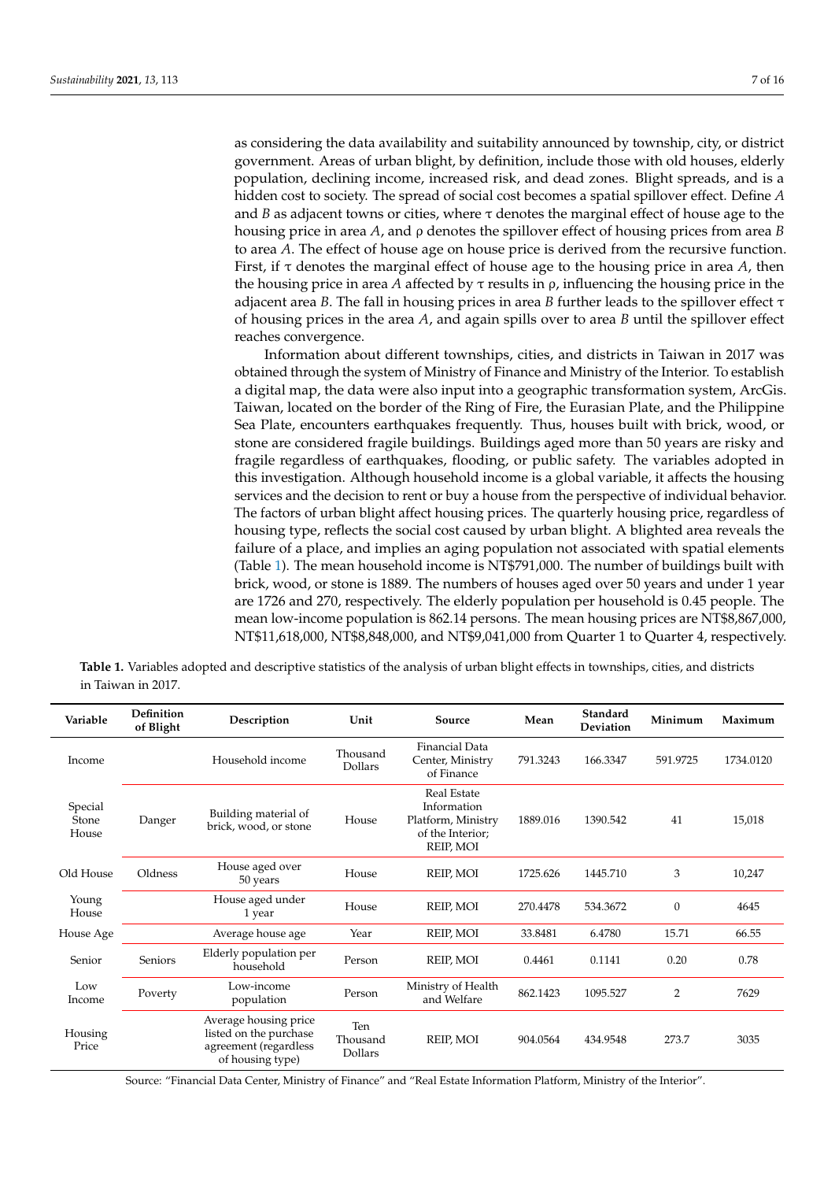as considering the data availability and suitability announced by township, city, or district government. Areas of urban blight, by definition, include those with old houses, elderly population, declining income, increased risk, and dead zones. Blight spreads, and is a hidden cost to society. The spread of social cost becomes a spatial spillover effect. Define *A* and *B* as adjacent towns or cities, where $\tau$ denotes the marginal effect of house age to the housing price in area *A*, and $\rho$ denotes the spillover effect of housing prices from area *B* to area *A*. The effect of house age on house price is derived from the recursive function. First, if $\tau$ denotes the marginal effect of house age to the housing price in area *A*, then the housing price in area *A* affected by $\tau$ results in $\rho$, influencing the housing price in the adjacent area *B*. The fall in housing prices in area *B* further leads to the spillover effect $\tau$ of housing prices in the area *A*, and again spills over to area *B* until the spillover effect reaches convergence.

Information about different townships, cities, and districts in Taiwan in 2017 was obtained through the system of Ministry of Finance and Ministry of the Interior. To establish a digital map, the data were also input into a geographic transformation system, ArcGis. Taiwan, located on the border of the Ring of Fire, the Eurasian Plate, and the Philippine Sea Plate, encounters earthquakes frequently. Thus, houses built with brick, wood, or stone are considered fragile buildings. Buildings aged more than 50 years are risky and fragile regardless of earthquakes, flooding, or public safety. The variables adopted in this investigation. Although household income is a global variable, it affects the housing services and the decision to rent or buy a house from the perspective of individual behavior. The factors of urban blight affect housing prices. The quarterly housing price, regardless of housing type, reflects the social cost caused by urban blight. A blighted area reveals the failure of a place, and implies an aging population not associated with spatial elements (Table 1). The mean household income is NT$791,000. The number of buildings built with brick, wood, or stone is 1889. The numbers of houses aged over 50 years and under 1 year are 1726 and 270, respectively. The elderly population per household is 0.45 people. The mean low-income population is 862.14 persons. The mean housing prices are NT$8,867,000, NT$11,618,000, NT$8,848,000, and NT$9,041,000 from Quarter 1 to Quarter 4, respectively.

**Table 1.** Variables adopted and descriptive statistics of the analysis of urban blight effects in townships, cities, and districts in Taiwan in 2017.

| Variable | Definition of Blight | Description | Unit | Source | Mean | Standard Deviation | Minimum | Maximum |
|---|---|---|---|---|---|---|---|---|
| Income | | Household income | Thousand Dollars | Financial Data Center, Ministry of Finance | 791.3243 | 166.3347 | 591.9725 | 1734.0120 |
| Special Stone House | Danger | Building material of brick, wood, or stone | House | Real Estate Information Platform, Ministry of the Interior; REIP, MOI | 1889.016 | 1390.542 | 41 | 15,018 |
| Old House | Oldness | House aged over 50 years | House | REIP, MOI | 1725.626 | 1445.710 | 3 | 10,247 |
| Young House | | House aged under 1 year | House | REIP, MOI | 270.4478 | 534.3672 | 0 | 4645 |
| House Age | | Average house age | Year | REIP, MOI | 33.8481 | 6.4780 | 15.71 | 66.55 |
| Senior | Seniors | Elderly population per household | Person | REIP, MOI | 0.4461 | 0.1141 | 0.20 | 0.78 |
| Low Income | Poverty | Low-income population | Person | Ministry of Health and Welfare | 862.1423 | 1095.527 | 2 | 7629 |
| Housing Price | | Average housing price listed on the purchase agreement (regardless of housing type) | Ten Thousand Dollars | REIP, MOI | 904.0564 | 434.9548 | 273.7 | 3035 |

Source: "Financial Data Center, Ministry of Finance" and "Real Estate Information Platform, Ministry of the Interior".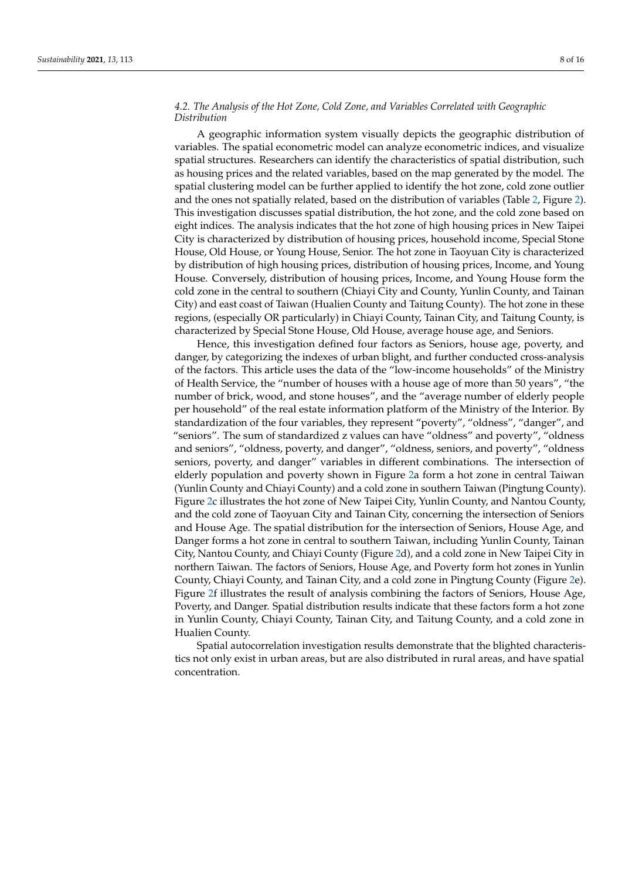### 4.2. The Analysis of the Hot Zone, Cold Zone, and Variables Correlated with Geographic Distribution

A geographic information system visually depicts the geographic distribution of variables. The spatial econometric model can analyze econometric indices, and visualize spatial structures. Researchers can identify the characteristics of spatial distribution, such as housing prices and the related variables, based on the map generated by the model. The spatial clustering model can be further applied to identify the hot zone, cold zone outlier and the ones not spatially related, based on the distribution of variables (Table 2, Figure 2). This investigation discusses spatial distribution, the hot zone, and the cold zone based on eight indices. The analysis indicates that the hot zone of high housing prices in New Taipei City is characterized by distribution of housing prices, household income, Special Stone House, Old House, or Young House, Senior. The hot zone in Taoyuan City is characterized by distribution of high housing prices, distribution of housing prices, Income, and Young House. Conversely, distribution of housing prices, Income, and Young House form the cold zone in the central to southern (Chiayi City and County, Yunlin County, and Tainan City) and east coast of Taiwan (Hualien County and Taitung County). The hot zone in these regions, (especially OR particularly) in Chiayi County, Tainan City, and Taitung County, is characterized by Special Stone House, Old House, average house age, and Seniors.

Hence, this investigation defined four factors as Seniors, house age, poverty, and danger, by categorizing the indexes of urban blight, and further conducted cross-analysis of the factors. This article uses the data of the "low-income households" of the Ministry of Health Service, the "number of houses with a house age of more than 50 years", "the number of brick, wood, and stone houses", and the "average number of elderly people per household" of the real estate information platform of the Ministry of the Interior. By standardization of the four variables, they represent "poverty", "oldness", "danger", and "seniors". The sum of standardized z values can have "oldness" and poverty", "oldness and seniors", "oldness, poverty, and danger", "oldness, seniors, and poverty", "oldness seniors, poverty, and danger" variables in different combinations. The intersection of elderly population and poverty shown in Figure 2a form a hot zone in central Taiwan (Yunlin County and Chiayi County) and a cold zone in southern Taiwan (Pingtung County). Figure 2c illustrates the hot zone of New Taipei City, Yunlin County, and Nantou County, and the cold zone of Taoyuan City and Tainan City, concerning the intersection of Seniors and House Age. The spatial distribution for the intersection of Seniors, House Age, and Danger forms a hot zone in central to southern Taiwan, including Yunlin County, Tainan City, Nantou County, and Chiayi County (Figure 2d), and a cold zone in New Taipei City in northern Taiwan. The factors of Seniors, House Age, and Poverty form hot zones in Yunlin County, Chiayi County, and Tainan City, and a cold zone in Pingtung County (Figure 2e). Figure 2f illustrates the result of analysis combining the factors of Seniors, House Age, Poverty, and Danger. Spatial distribution results indicate that these factors form a hot zone in Yunlin County, Chiayi County, Tainan City, and Taitung County, and a cold zone in Hualien County.

Spatial autocorrelation investigation results demonstrate that the blighted characteristics not only exist in urban areas, but are also distributed in rural areas, and have spatial concentration.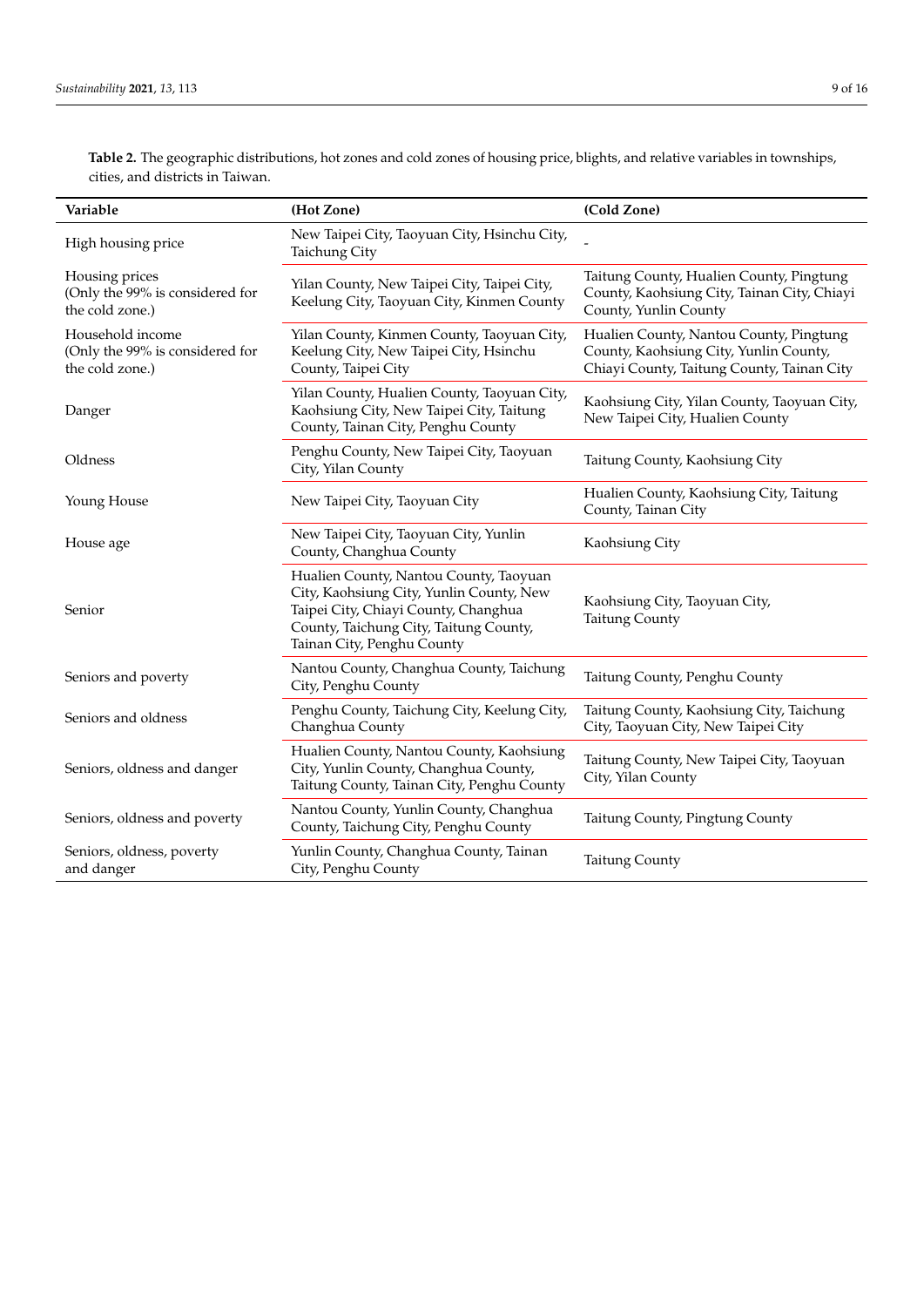**Table 2.** The geographic distributions, hot zones and cold zones of housing price, blights, and relative variables in townships, cities, and districts in Taiwan.

| Variable | (Hot Zone) | (Cold Zone) |
|---|---|---|
| High housing price | New Taipei City, Taoyuan City, Hsinchu City, Taichung City | - |
| Housing prices (Only the 99% is considered for the cold zone.) | Yilan County, New Taipei City, Taipei City, Keelung City, Taoyuan City, Kinmen County | Taitung County, Hualien County, Pingtung County, Kaohsiung City, Tainan City, Chiayi County, Yunlin County |
| Household income (Only the 99% is considered for the cold zone.) | Yilan County, Kinmen County, Taoyuan City, Keelung City, New Taipei City, Hsinchu County, Taipei City | Hualien County, Nantou County, Pingtung County, Kaohsiung City, Yunlin County, Chiayi County, Taitung County, Tainan City |
| Danger | Yilan County, Hualien County, Taoyuan City, Kaohsiung City, New Taipei City, Taitung County, Tainan City, Penghu County | Kaohsiung City, Yilan County, Taoyuan City, New Taipei City, Hualien County |
| Oldness | Penghu County, New Taipei City, Taoyuan City, Yilan County | Taitung County, Kaohsiung City |
| Young House | New Taipei City, Taoyuan City | Hualien County, Kaohsiung City, Taitung County, Tainan City |
| House age | New Taipei City, Taoyuan City, Yunlin County, Changhua County | Kaohsiung City |
| Senior | Hualien County, Nantou County, Taoyuan City, Kaohsiung City, Yunlin County, New Taipei City, Chiayi County, Changhua County, Taichung City, Taitung County, Tainan City, Penghu County | Kaohsiung City, Taoyuan City, Taitung County |
| Seniors and poverty | Nantou County, Changhua County, Taichung City, Penghu County | Taitung County, Penghu County |
| Seniors and oldness | Penghu County, Taichung City, Keelung City, Changhua County | Taitung County, Kaohsiung City, Taichung City, Taoyuan City, New Taipei City |
| Seniors, oldness and danger | Hualien County, Nantou County, Kaohsiung City, Yunlin County, Changhua County, Taitung County, Tainan City, Penghu County | Taitung County, New Taipei City, Taoyuan City, Yilan County |
| Seniors, oldness and poverty | Nantou County, Yunlin County, Changhua County, Taichung City, Penghu County | Taitung County, Pingtung County |
| Seniors, oldness, poverty and danger | Yunlin County, Changhua County, Tainan City, Penghu County | Taitung County |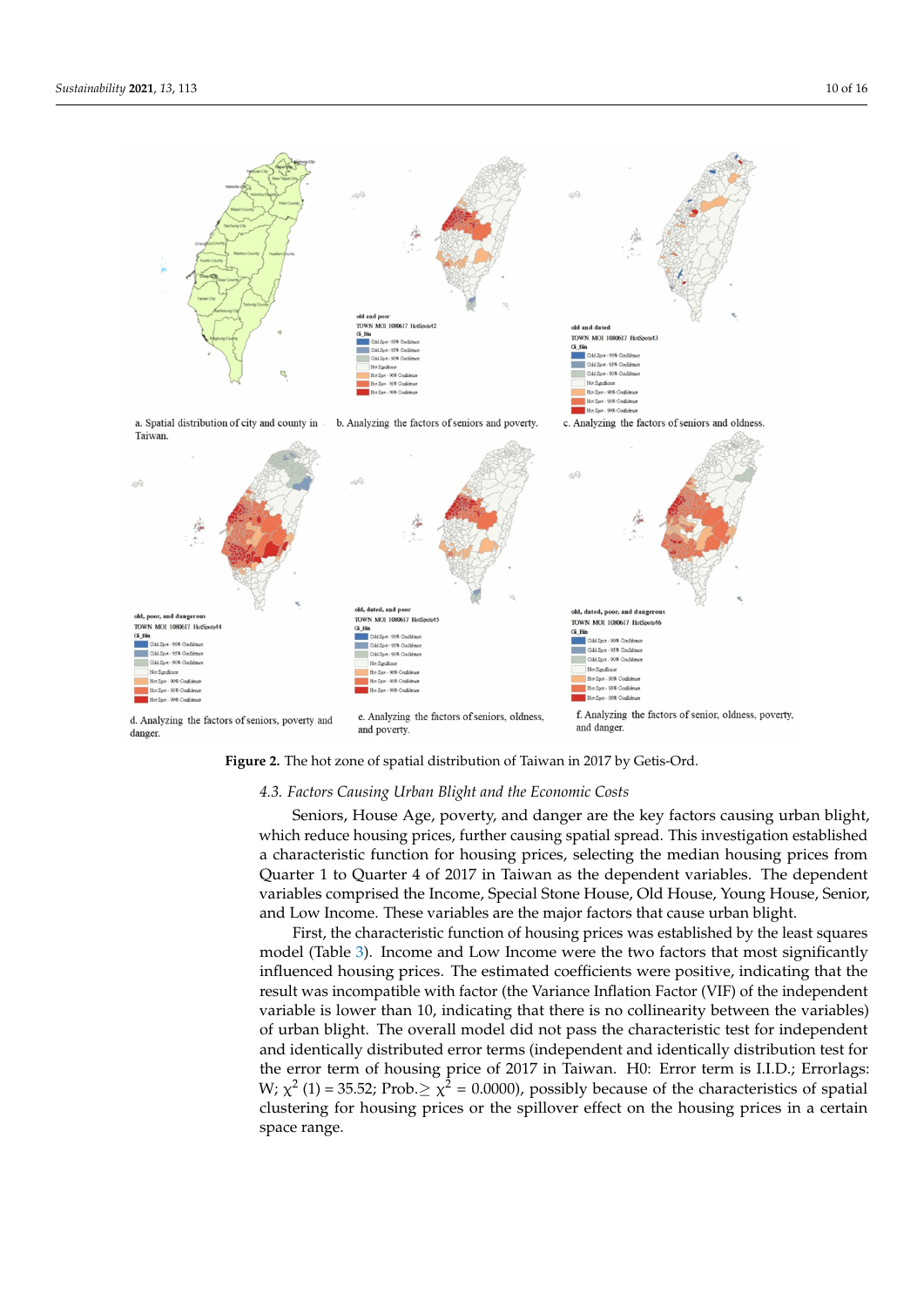a. Spatial distribution of city and county in Taiwan.

b. Analyzing the factors of seniors and poverty.

c. Analyzing the factors of seniors and oldness.

d. Analyzing the factors of seniors, poverty and danger.

e. Analyzing the factors of seniors, oldness, and poverty.

f. Analyzing the factors of senior, oldness, poverty, and danger.

**Figure 2.** The hot zone of spatial distribution of Taiwan in 2017 by Getis-Ord.

### *4.3. Factors Causing Urban Blight and the Economic Costs*

Seniors, House Age, poverty, and danger are the key factors causing urban blight, which reduce housing prices, further causing spatial spread. This investigation established a characteristic function for housing prices, selecting the median housing prices from Quarter 1 to Quarter 4 of 2017 in Taiwan as the dependent variables. The dependent variables comprised the Income, Special Stone House, Old House, Young House, Senior, and Low Income. These variables are the major factors that cause urban blight.

First, the characteristic function of housing prices was established by the least squares model (Table 3). Income and Low Income were the two factors that most significantly influenced housing prices. The estimated coefficients were positive, indicating that the result was incompatible with factor (the Variance Inflation Factor (VIF) of the independent variable is lower than 10, indicating that there is no collinearity between the variables) of urban blight. The overall model did not pass the characteristic test for independent and identically distributed error terms (independent and identically distribution test for the error term of housing price of 2017 in Taiwan. H0: Error term is I.I.D.; Errorlags: W; $\chi^2$ (1) = 35.52; Prob.$\geq \chi^2$ = 0.0000), possibly because of the characteristics of spatial clustering for housing prices or the spillover effect on the housing prices in a certain space range.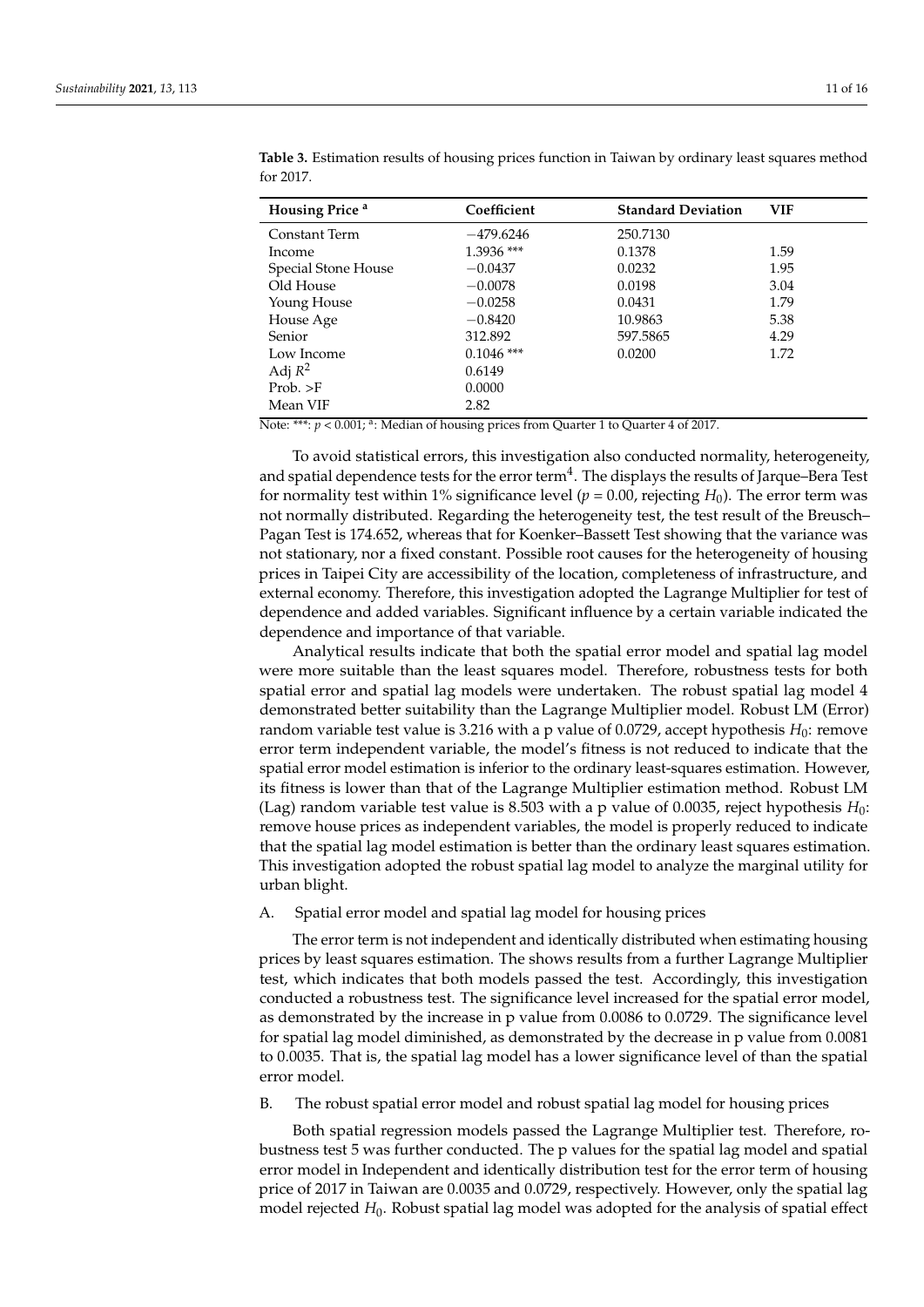**Table 3.** Estimation results of housing prices function in Taiwan by ordinary least squares method for 2017.

| Housing Price [a] | Coefficient | Standard Deviation | VIF |
|---|---|---|---|
| Constant Term | −479.6246 | 250.7130 | |
| Income | 1.3936 *** | 0.1378 | 1.59 |
| Special Stone House | −0.0437 | 0.0232 | 1.95 |
| Old House | −0.0078 | 0.0198 | 3.04 |
| Young House | −0.0258 | 0.0431 | 1.79 |
| House Age | −0.8420 | 10.9863 | 5.38 |
| Senior | 312.892 | 597.5865 | 4.29 |
| Low Income | 0.1046 *** | 0.0200 | 1.72 |
| Adj $R^2$ | 0.6149 | | |
| Prob. >F | 0.0000 | | |
| Mean VIF | 2.82 | | |

Note: ***: $p < 0.001$; [a]: Median of housing prices from Quarter 1 to Quarter 4 of 2017.

To avoid statistical errors, this investigation also conducted normality, heterogeneity, and spatial dependence tests for the error term[4]. The displays the results of Jarque–Bera Test for normality test within 1% significance level ($p = 0.00$, rejecting $H_0$). The error term was not normally distributed. Regarding the heterogeneity test, the test result of the Breusch–Pagan Test is 174.652, whereas that for Koenker–Bassett Test showing that the variance was not stationary, nor a fixed constant. Possible root causes for the heterogeneity of housing prices in Taipei City are accessibility of the location, completeness of infrastructure, and external economy. Therefore, this investigation adopted the Lagrange Multiplier for test of dependence and added variables. Significant influence by a certain variable indicated the dependence and importance of that variable.

Analytical results indicate that both the spatial error model and spatial lag model were more suitable than the least squares model. Therefore, robustness tests for both spatial error and spatial lag models were undertaken. The robust spatial lag model 4 demonstrated better suitability than the Lagrange Multiplier model. Robust LM (Error) random variable test value is 3.216 with a p value of 0.0729, accept hypothesis $H_0$: remove error term independent variable, the model's fitness is not reduced to indicate that the spatial error model estimation is inferior to the ordinary least-squares estimation. However, its fitness is lower than that of the Lagrange Multiplier estimation method. Robust LM (Lag) random variable test value is 8.503 with a p value of 0.0035, reject hypothesis $H_0$: remove house prices as independent variables, the model is properly reduced to indicate that the spatial lag model estimation is better than the ordinary least squares estimation. This investigation adopted the robust spatial lag model to analyze the marginal utility for urban blight.

A. Spatial error model and spatial lag model for housing prices

The error term is not independent and identically distributed when estimating housing prices by least squares estimation. The shows results from a further Lagrange Multiplier test, which indicates that both models passed the test. Accordingly, this investigation conducted a robustness test. The significance level increased for the spatial error model, as demonstrated by the increase in p value from 0.0086 to 0.0729. The significance level for spatial lag model diminished, as demonstrated by the decrease in p value from 0.0081 to 0.0035. That is, the spatial lag model has a lower significance level of than the spatial error model.

B. The robust spatial error model and robust spatial lag model for housing prices

Both spatial regression models passed the Lagrange Multiplier test. Therefore, robustness test 5 was further conducted. The p values for the spatial lag model and spatial error model in Independent and identically distribution test for the error term of housing price of 2017 in Taiwan are 0.0035 and 0.0729, respectively. However, only the spatial lag model rejected $H_0$. Robust spatial lag model was adopted for the analysis of spatial effect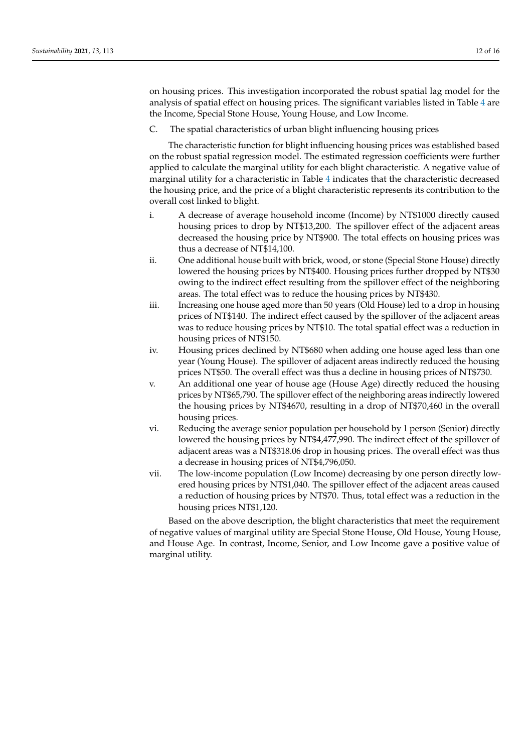on housing prices. This investigation incorporated the robust spatial lag model for the analysis of spatial effect on housing prices. The significant variables listed in Table 4 are the Income, Special Stone House, Young House, and Low Income.

C. The spatial characteristics of urban blight influencing housing prices

The characteristic function for blight influencing housing prices was established based on the robust spatial regression model. The estimated regression coefficients were further applied to calculate the marginal utility for each blight characteristic. A negative value of marginal utility for a characteristic in Table 4 indicates that the characteristic decreased the housing price, and the price of a blight characteristic represents its contribution to the overall cost linked to blight.

i. A decrease of average household income (Income) by NT$1000 directly caused housing prices to drop by NT$13,200. The spillover effect of the adjacent areas decreased the housing price by NT$900. The total effects on housing prices was thus a decrease of NT$14,100.
ii. One additional house built with brick, wood, or stone (Special Stone House) directly lowered the housing prices by NT$400. Housing prices further dropped by NT$30 owing to the indirect effect resulting from the spillover effect of the neighboring areas. The total effect was to reduce the housing prices by NT$430.
iii. Increasing one house aged more than 50 years (Old House) led to a drop in housing prices of NT$140. The indirect effect caused by the spillover of the adjacent areas was to reduce housing prices by NT$10. The total spatial effect was a reduction in housing prices of NT$150.
iv. Housing prices declined by NT$680 when adding one house aged less than one year (Young House). The spillover of adjacent areas indirectly reduced the housing prices NT$50. The overall effect was thus a decline in housing prices of NT$730.
v. An additional one year of house age (House Age) directly reduced the housing prices by NT$65,790. The spillover effect of the neighboring areas indirectly lowered the housing prices by NT$4670, resulting in a drop of NT$70,460 in the overall housing prices.
vi. Reducing the average senior population per household by 1 person (Senior) directly lowered the housing prices by NT$4,477,990. The indirect effect of the spillover of adjacent areas was a NT$318.06 drop in housing prices. The overall effect was thus a decrease in housing prices of NT$4,796,050.
vii. The low-income population (Low Income) decreasing by one person directly lowered housing prices by NT$1,040. The spillover effect of the adjacent areas caused a reduction of housing prices by NT$70. Thus, total effect was a reduction in the housing prices NT$1,120.

Based on the above description, the blight characteristics that meet the requirement of negative values of marginal utility are Special Stone House, Old House, Young House, and House Age. In contrast, Income, Senior, and Low Income gave a positive value of marginal utility.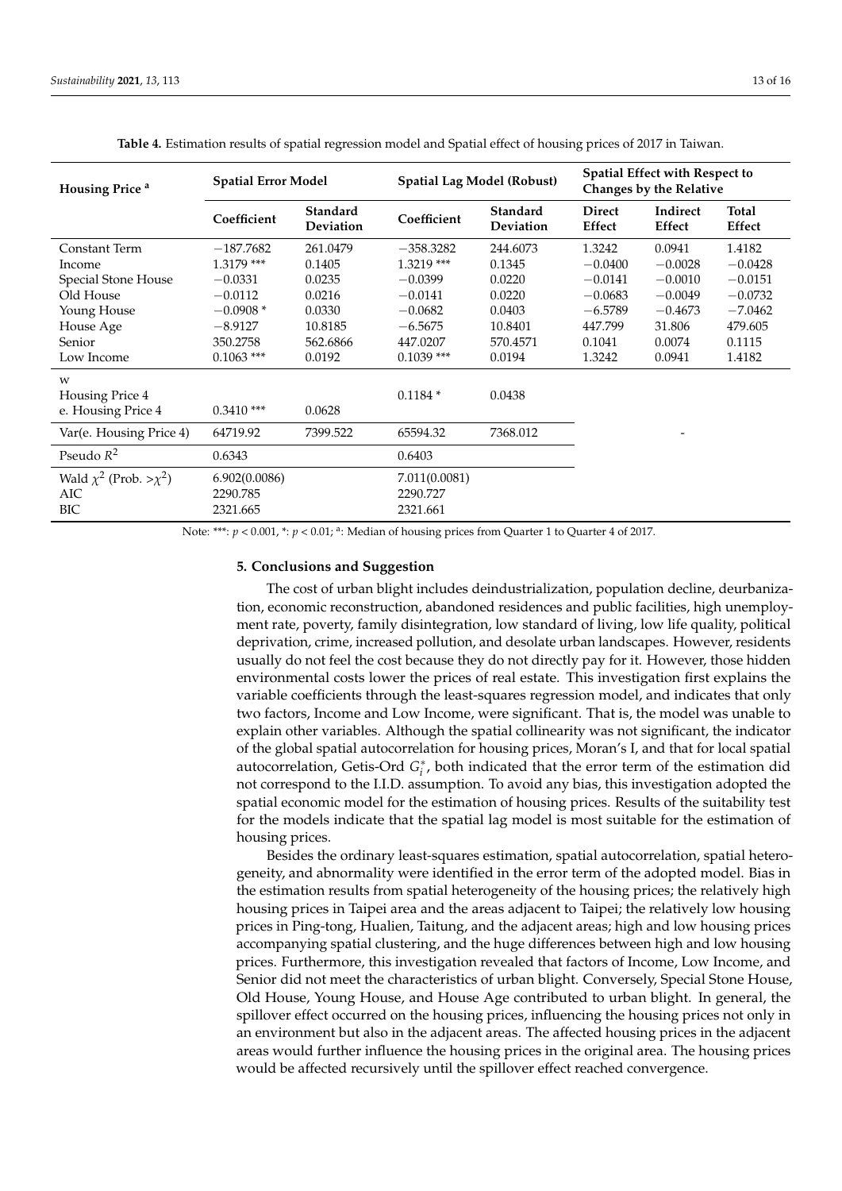**Table 4.** Estimation results of spatial regression model and Spatial effect of housing prices of 2017 in Taiwan.

| Housing Price [a] | Spatial Error Model | | Spatial Lag Model (Robust) | | Spatial Effect with Respect to Changes by the Relative | | |
|---|---|---|---|---|---|---|---|
| | Coefficient | Standard Deviation | Coefficient | Standard Deviation | Direct Effect | Indirect Effect | Total Effect |
| Constant Term | −187.7682 | 261.0479 | −358.3282 | 244.6073 | 1.3242 | 0.0941 | 1.4182 |
| Income | 1.3179 *** | 0.1405 | 1.3219 *** | 0.1345 | −0.0400 | −0.0028 | −0.0428 |
| Special Stone House | −0.0331 | 0.0235 | −0.0399 | 0.0220 | −0.0141 | −0.0010 | −0.0151 |
| Old House | −0.0112 | 0.0216 | −0.0141 | 0.0220 | −0.0683 | −0.0049 | −0.0732 |
| Young House | −0.0908 * | 0.0330 | −0.0682 | 0.0403 | −6.5789 | −0.4673 | −7.0462 |
| House Age | −8.9127 | 10.8185 | −6.5675 | 10.8401 | 447.799 | 31.806 | 479.605 |
| Senior | 350.2758 | 562.6866 | 447.0207 | 570.4571 | 0.1041 | 0.0074 | 0.1115 |
| Low Income | 0.1063 *** | 0.0192 | 0.1039 *** | 0.0194 | 1.3242 | 0.0941 | 1.4182 |
| W | | | | | | | |
| Housing Price 4 | | | 0.1184 * | 0.0438 | | | |
| e. Housing Price 4 | 0.3410 *** | 0.0628 | | | | | |
| Var(e. Housing Price 4) | 64719.92 | 7399.522 | 65594.32 | 7368.012 | | - | |
| Pseudo $R^2$ | 0.6343 | | 0.6403 | | | | |
| Wald $\chi^2$ (Prob. $>\chi^2$) | 6.902(0.0086) | | 7.011(0.0081) | | | | |
| AIC | 2290.785 | | 2290.727 | | | | |
| BIC | 2321.665 | | 2321.661 | | | | |

Note: ***: $p < 0.001$, *: $p < 0.01$; [a]: Median of housing prices from Quarter 1 to Quarter 4 of 2017.

## 5. Conclusions and Suggestion

The cost of urban blight includes deindustrialization, population decline, deurbanization, economic reconstruction, abandoned residences and public facilities, high unemployment rate, poverty, family disintegration, low standard of living, low life quality, political deprivation, crime, increased pollution, and desolate urban landscapes. However, residents usually do not feel the cost because they do not directly pay for it. However, those hidden environmental costs lower the prices of real estate. This investigation first explains the variable coefficients through the least-squares regression model, and indicates that only two factors, Income and Low Income, were significant. That is, the model was unable to explain other variables. Although the spatial collinearity was not significant, the indicator of the global spatial autocorrelation for housing prices, Moran's I, and that for local spatial autocorrelation, Getis-Ord $G_i^*$, both indicated that the error term of the estimation did not correspond to the I.I.D. assumption. To avoid any bias, this investigation adopted the spatial economic model for the estimation of housing prices. Results of the suitability test for the models indicate that the spatial lag model is most suitable for the estimation of housing prices.

Besides the ordinary least-squares estimation, spatial autocorrelation, spatial heterogeneity, and abnormality were identified in the error term of the adopted model. Bias in the estimation results from spatial heterogeneity of the housing prices; the relatively high housing prices in Taipei area and the areas adjacent to Taipei; the relatively low housing prices in Ping-tong, Hualien, Taitung, and the adjacent areas; high and low housing prices accompanying spatial clustering, and the huge differences between high and low housing prices. Furthermore, this investigation revealed that factors of Income, Low Income, and Senior did not meet the characteristics of urban blight. Conversely, Special Stone House, Old House, Young House, and House Age contributed to urban blight. In general, the spillover effect occurred on the housing prices, influencing the housing prices not only in an environment but also in the adjacent areas. The affected housing prices in the adjacent areas would further influence the housing prices in the original area. The housing prices would be affected recursively until the spillover effect reached convergence.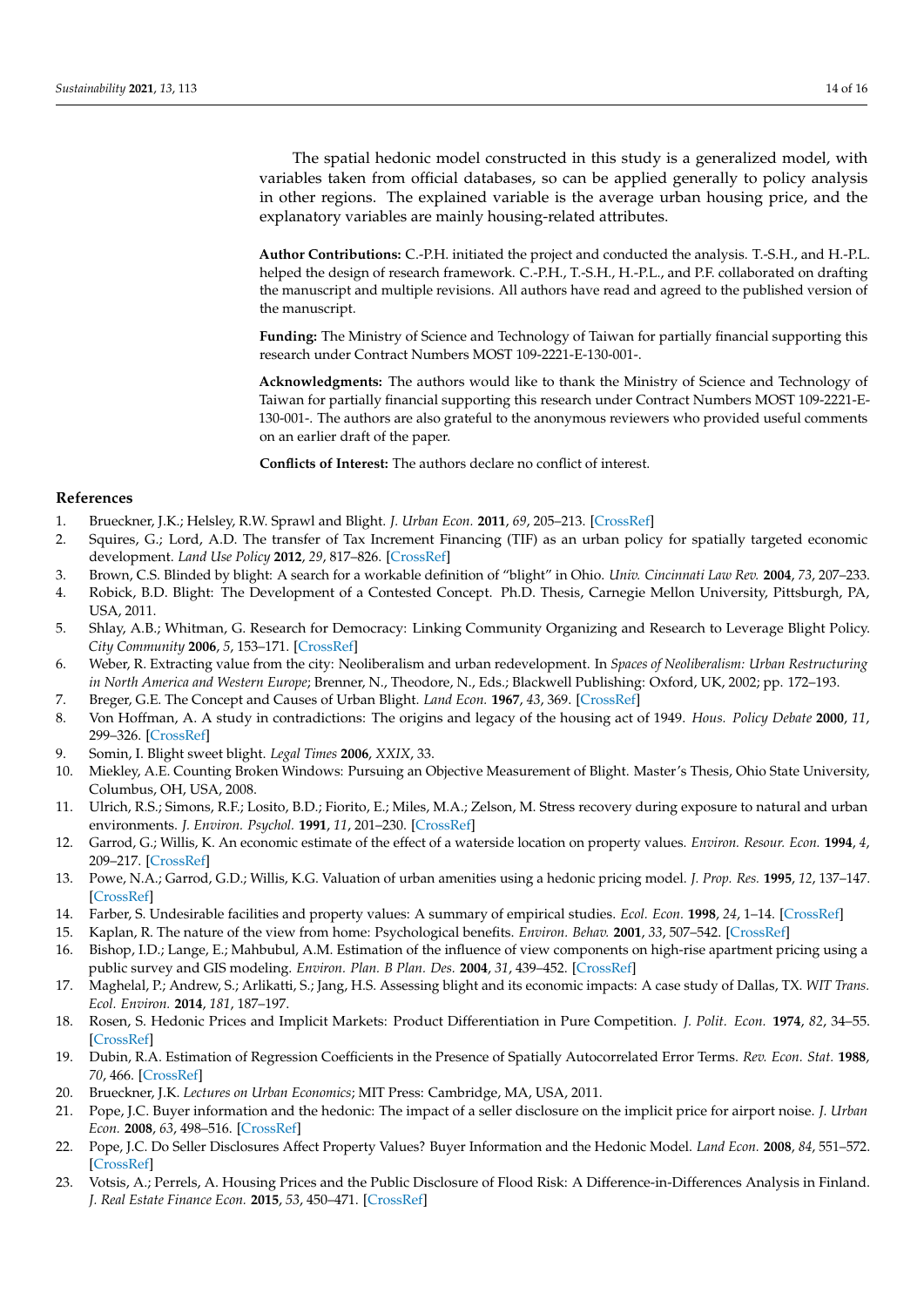The spatial hedonic model constructed in this study is a generalized model, with variables taken from official databases, so can be applied generally to policy analysis in other regions. The explained variable is the average urban housing price, and the explanatory variables are mainly housing-related attributes.

**Author Contributions:** C.-P.H. initiated the project and conducted the analysis. T.-S.H., and H.-P.L. helped the design of research framework. C.-P.H., T.-S.H., H.-P.L., and P.F. collaborated on drafting the manuscript and multiple revisions. All authors have read and agreed to the published version of the manuscript.

**Funding:** The Ministry of Science and Technology of Taiwan for partially financial supporting this research under Contract Numbers MOST 109-2221-E-130-001-.

**Acknowledgments:** The authors would like to thank the Ministry of Science and Technology of Taiwan for partially financial supporting this research under Contract Numbers MOST 109-2221-E-130-001-. The authors are also grateful to the anonymous reviewers who provided useful comments on an earlier draft of the paper.

**Conflicts of Interest:** The authors declare no conflict of interest.

## References

1. Brueckner, J.K.; Helsley, R.W. Sprawl and Blight. *J. Urban Econ.* **2011**, *69*, 205–213. [CrossRef]
2. Squires, G.; Lord, A.D. The transfer of Tax Increment Financing (TIF) as an urban policy for spatially targeted economic development. *Land Use Policy* **2012**, *29*, 817–826. [CrossRef]
3. Brown, C.S. Blinded by blight: A search for a workable definition of "blight" in Ohio. *Univ. Cincinnati Law Rev.* **2004**, *73*, 207–233.
4. Robick, B.D. Blight: The Development of a Contested Concept. Ph.D. Thesis, Carnegie Mellon University, Pittsburgh, PA, USA, 2011.
5. Shlay, A.B.; Whitman, G. Research for Democracy: Linking Community Organizing and Research to Leverage Blight Policy. *City Community* **2006**, *5*, 153–171. [CrossRef]
6. Weber, R. Extracting value from the city: Neoliberalism and urban redevelopment. In *Spaces of Neoliberalism: Urban Restructuring in North America and Western Europe*; Brenner, N., Theodore, N., Eds.; Blackwell Publishing: Oxford, UK, 2002; pp. 172–193.
7. Breger, G.E. The Concept and Causes of Urban Blight. *Land Econ.* **1967**, *43*, 369. [CrossRef]
8. Von Hoffman, A. A study in contradictions: The origins and legacy of the housing act of 1949. *Hous. Policy Debate* **2000**, *11*, 299–326. [CrossRef]
9. Somin, I. Blight sweet blight. *Legal Times* **2006**, *XXIX*, 33.
10. Miekley, A.E. Counting Broken Windows: Pursuing an Objective Measurement of Blight. Master's Thesis, Ohio State University, Columbus, OH, USA, 2008.
11. Ulrich, R.S.; Simons, R.F.; Losito, B.D.; Fiorito, E.; Miles, M.A.; Zelson, M. Stress recovery during exposure to natural and urban environments. *J. Environ. Psychol.* **1991**, *11*, 201–230. [CrossRef]
12. Garrod, G.; Willis, K. An economic estimate of the effect of a waterside location on property values. *Environ. Resour. Econ.* **1994**, *4*, 209–217. [CrossRef]
13. Powe, N.A.; Garrod, G.D.; Willis, K.G. Valuation of urban amenities using a hedonic pricing model. *J. Prop. Res.* **1995**, *12*, 137–147. [CrossRef]
14. Farber, S. Undesirable facilities and property values: A summary of empirical studies. *Ecol. Econ.* **1998**, *24*, 1–14. [CrossRef]
15. Kaplan, R. The nature of the view from home: Psychological benefits. *Environ. Behav.* **2001**, *33*, 507–542. [CrossRef]
16. Bishop, I.D.; Lange, E.; Mahbubul, A.M. Estimation of the influence of view components on high-rise apartment pricing using a public survey and GIS modeling. *Environ. Plan. B Plan. Des.* **2004**, *31*, 439–452. [CrossRef]
17. Maghelal, P.; Andrew, S.; Arlikatti, S.; Jang, H.S. Assessing blight and its economic impacts: A case study of Dallas, TX. *WIT Trans. Ecol. Environ.* **2014**, *181*, 187–197.
18. Rosen, S. Hedonic Prices and Implicit Markets: Product Differentiation in Pure Competition. *J. Polit. Econ.* **1974**, *82*, 34–55. [CrossRef]
19. Dubin, R.A. Estimation of Regression Coefficients in the Presence of Spatially Autocorrelated Error Terms. *Rev. Econ. Stat.* **1988**, *70*, 466. [CrossRef]
20. Brueckner, J.K. *Lectures on Urban Economics*; MIT Press: Cambridge, MA, USA, 2011.
21. Pope, J.C. Buyer information and the hedonic: The impact of a seller disclosure on the implicit price for airport noise. *J. Urban Econ.* **2008**, *63*, 498–516. [CrossRef]
22. Pope, J.C. Do Seller Disclosures Affect Property Values? Buyer Information and the Hedonic Model. *Land Econ.* **2008**, *84*, 551–572. [CrossRef]
23. Votsis, A.; Perrels, A. Housing Prices and the Public Disclosure of Flood Risk: A Difference-in-Differences Analysis in Finland. *J. Real Estate Finance Econ.* **2015**, *53*, 450–471. [CrossRef]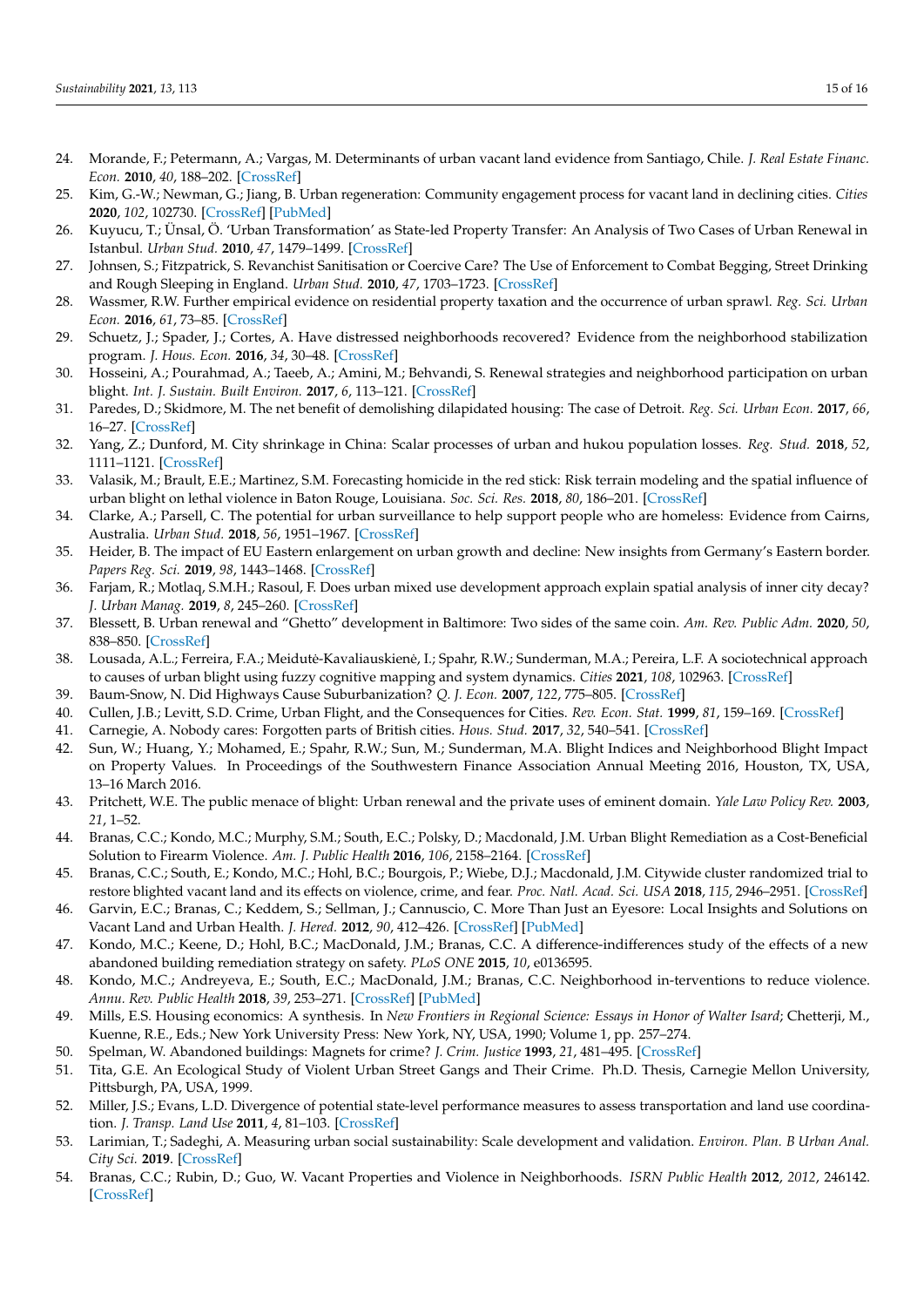24. Morande, F.; Petermann, A.; Vargas, M. Determinants of urban vacant land evidence from Santiago, Chile. *J. Real Estate Financ. Econ.* **2010**, *40*, 188–202. [CrossRef]
25. Kim, G.-W.; Newman, G.; Jiang, B. Urban regeneration: Community engagement process for vacant land in declining cities. *Cities* **2020**, *102*, 102730. [CrossRef] [PubMed]
26. Kuyucu, T.; Ünsal, Ö. 'Urban Transformation' as State-led Property Transfer: An Analysis of Two Cases of Urban Renewal in Istanbul. *Urban Stud.* **2010**, *47*, 1479–1499. [CrossRef]
27. Johnsen, S.; Fitzpatrick, S. Revanchist Sanitisation or Coercive Care? The Use of Enforcement to Combat Begging, Street Drinking and Rough Sleeping in England. *Urban Stud.* **2010**, *47*, 1703–1723. [CrossRef]
28. Wassmer, R.W. Further empirical evidence on residential property taxation and the occurrence of urban sprawl. *Reg. Sci. Urban Econ.* **2016**, *61*, 73–85. [CrossRef]
29. Schuetz, J.; Spader, J.; Cortes, A. Have distressed neighborhoods recovered? Evidence from the neighborhood stabilization program. *J. Hous. Econ.* **2016**, *34*, 30–48. [CrossRef]
30. Hosseini, A.; Pourahmad, A.; Taeeb, A.; Amini, M.; Behvandi, S. Renewal strategies and neighborhood participation on urban blight. *Int. J. Sustain. Built Environ.* **2017**, *6*, 113–121. [CrossRef]
31. Paredes, D.; Skidmore, M. The net benefit of demolishing dilapidated housing: The case of Detroit. *Reg. Sci. Urban Econ.* **2017**, *66*, 16–27. [CrossRef]
32. Yang, Z.; Dunford, M. City shrinkage in China: Scalar processes of urban and hukou population losses. *Reg. Stud.* **2018**, *52*, 1111–1121. [CrossRef]
33. Valasik, M.; Brault, E.E.; Martinez, S.M. Forecasting homicide in the red stick: Risk terrain modeling and the spatial influence of urban blight on lethal violence in Baton Rouge, Louisiana. *Soc. Sci. Res.* **2018**, *80*, 186–201. [CrossRef]
34. Clarke, A.; Parsell, C. The potential for urban surveillance to help support people who are homeless: Evidence from Cairns, Australia. *Urban Stud.* **2018**, *56*, 1951–1967. [CrossRef]
35. Heider, B. The impact of EU Eastern enlargement on urban growth and decline: New insights from Germany's Eastern border. *Papers Reg. Sci.* **2019**, *98*, 1443–1468. [CrossRef]
36. Farjam, R.; Motlaq, S.M.H.; Rasoul, F. Does urban mixed use development approach explain spatial analysis of inner city decay? *J. Urban Manag.* **2019**, *8*, 245–260. [CrossRef]
37. Blessett, B. Urban renewal and "Ghetto" development in Baltimore: Two sides of the same coin. *Am. Rev. Public Adm.* **2020**, *50*, 838–850. [CrossRef]
38. Lousada, A.L.; Ferreira, F.A.; Meidutė-Kavaliauskienė, I.; Spahr, R.W.; Sunderman, M.A.; Pereira, L.F. A sociotechnical approach to causes of urban blight using fuzzy cognitive mapping and system dynamics. *Cities* **2021**, *108*, 102963. [CrossRef]
39. Baum-Snow, N. Did Highways Cause Suburbanization? *Q. J. Econ.* **2007**, *122*, 775–805. [CrossRef]
40. Cullen, J.B.; Levitt, S.D. Crime, Urban Flight, and the Consequences for Cities. *Rev. Econ. Stat.* **1999**, *81*, 159–169. [CrossRef]
41. Carnegie, A. Nobody cares: Forgotten parts of British cities. *Hous. Stud.* **2017**, *32*, 540–541. [CrossRef]
42. Sun, W.; Huang, Y.; Mohamed, E.; Spahr, R.W.; Sun, M.; Sunderman, M.A. Blight Indices and Neighborhood Blight Impact on Property Values. In Proceedings of the Southwestern Finance Association Annual Meeting 2016, Houston, TX, USA, 13–16 March 2016.
43. Pritchett, W.E. The public menace of blight: Urban renewal and the private uses of eminent domain. *Yale Law Policy Rev.* **2003**, *21*, 1–52.
44. Branas, C.C.; Kondo, M.C.; Murphy, S.M.; South, E.C.; Polsky, D.; Macdonald, J.M. Urban Blight Remediation as a Cost-Beneficial Solution to Firearm Violence. *Am. J. Public Health* **2016**, *106*, 2158–2164. [CrossRef]
45. Branas, C.C.; South, E.; Kondo, M.C.; Hohl, B.C.; Bourgois, P.; Wiebe, D.J.; Macdonald, J.M. Citywide cluster randomized trial to restore blighted vacant land and its effects on violence, crime, and fear. *Proc. Natl. Acad. Sci. USA* **2018**, *115*, 2946–2951. [CrossRef]
46. Garvin, E.C.; Branas, C.; Keddem, S.; Sellman, J.; Cannuscio, C. More Than Just an Eyesore: Local Insights and Solutions on Vacant Land and Urban Health. *J. Hered.* **2012**, *90*, 412–426. [CrossRef] [PubMed]
47. Kondo, M.C.; Keene, D.; Hohl, B.C.; MacDonald, J.M.; Branas, C.C. A difference-indifferences study of the effects of a new abandoned building remediation strategy on safety. *PLoS ONE* **2015**, *10*, e0136595.
48. Kondo, M.C.; Andreyeva, E.; South, E.C.; MacDonald, J.M.; Branas, C.C. Neighborhood in-terventions to reduce violence. *Annu. Rev. Public Health* **2018**, *39*, 253–271. [CrossRef] [PubMed]
49. Mills, E.S. Housing economics: A synthesis. In *New Frontiers in Regional Science: Essays in Honor of Walter Isard*; Chetterji, M., Kuenne, R.E., Eds.; New York University Press: New York, NY, USA, 1990; Volume 1, pp. 257–274.
50. Spelman, W. Abandoned buildings: Magnets for crime? *J. Crim. Justice* **1993**, *21*, 481–495. [CrossRef]
51. Tita, G.E. An Ecological Study of Violent Urban Street Gangs and Their Crime. Ph.D. Thesis, Carnegie Mellon University, Pittsburgh, PA, USA, 1999.
52. Miller, J.S.; Evans, L.D. Divergence of potential state-level performance measures to assess transportation and land use coordination. *J. Transp. Land Use* **2011**, *4*, 81–103. [CrossRef]
53. Larimian, T.; Sadeghi, A. Measuring urban social sustainability: Scale development and validation. *Environ. Plan. B Urban Anal. City Sci.* **2019**. [CrossRef]
54. Branas, C.C.; Rubin, D.; Guo, W. Vacant Properties and Violence in Neighborhoods. *ISRN Public Health* **2012**, *2012*, 246142. [CrossRef]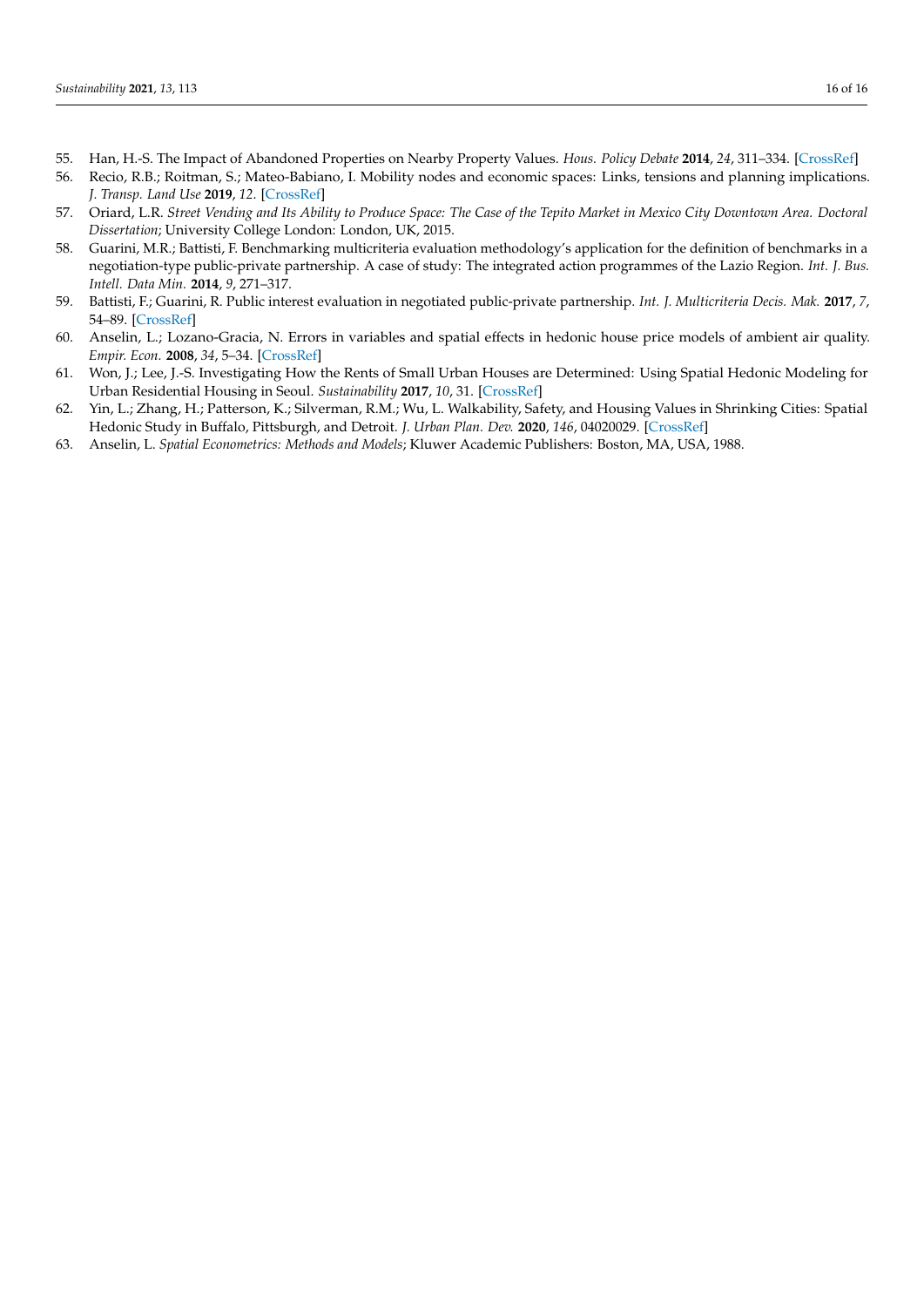55. Han, H.-S. The Impact of Abandoned Properties on Nearby Property Values. *Hous. Policy Debate* **2014**, *24*, 311–334. [CrossRef]
56. Recio, R.B.; Roitman, S.; Mateo-Babiano, I. Mobility nodes and economic spaces: Links, tensions and planning implications. *J. Transp. Land Use* **2019**, *12*. [CrossRef]
57. Oriard, L.R. *Street Vending and Its Ability to Produce Space: The Case of the Tepito Market in Mexico City Downtown Area. Doctoral Dissertation*; University College London: London, UK, 2015.
58. Guarini, M.R.; Battisti, F. Benchmarking multicriteria evaluation methodology's application for the definition of benchmarks in a negotiation-type public-private partnership. A case of study: The integrated action programmes of the Lazio Region. *Int. J. Bus. Intell. Data Min.* **2014**, *9*, 271–317.
59. Battisti, F.; Guarini, R. Public interest evaluation in negotiated public-private partnership. *Int. J. Multicriteria Decis. Mak.* **2017**, *7*, 54–89. [CrossRef]
60. Anselin, L.; Lozano-Gracia, N. Errors in variables and spatial effects in hedonic house price models of ambient air quality. *Empir. Econ.* **2008**, *34*, 5–34. [CrossRef]
61. Won, J.; Lee, J.-S. Investigating How the Rents of Small Urban Houses are Determined: Using Spatial Hedonic Modeling for Urban Residential Housing in Seoul. *Sustainability* **2017**, *10*, 31. [CrossRef]
62. Yin, L.; Zhang, H.; Patterson, K.; Silverman, R.M.; Wu, L. Walkability, Safety, and Housing Values in Shrinking Cities: Spatial Hedonic Study in Buffalo, Pittsburgh, and Detroit. *J. Urban Plan. Dev.* **2020**, *146*, 04020029. [CrossRef]
63. Anselin, L. *Spatial Econometrics: Methods and Models*; Kluwer Academic Publishers: Boston, MA, USA, 1988.